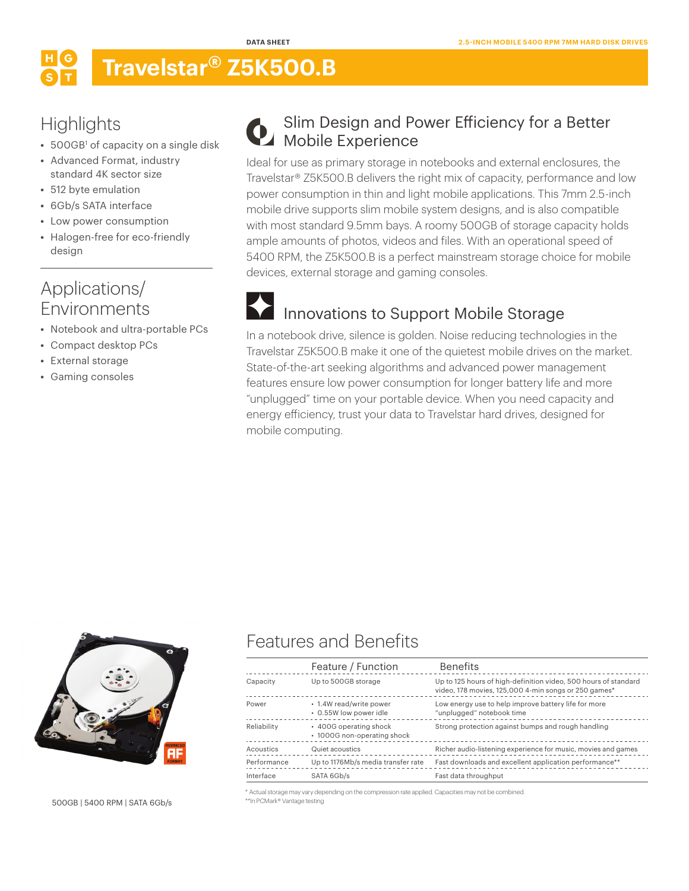DATA SHEET

2.5-INCH MOBILE 5400 RPM 7MM HARD DISK DRIVES

# Travelstar® Z5K500.B

## Highlights

- 500GB[1] of capacity on a single disk
- Advanced Format, industry standard 4K sector size
- 512 byte emulation
- 6Gb/s SATA interface
- Low power consumption
- Halogen-free for eco-friendly design

## Applications/ Environments

- Notebook and ultra-portable PCs
- Compact desktop PCs
- External storage
- Gaming consoles

## Slim Design and Power Efficiency for a Better Mobile Experience

Ideal for use as primary storage in notebooks and external enclosures, the Travelstar® Z5K500.B delivers the right mix of capacity, performance and low power consumption in thin and light mobile applications. This 7mm 2.5-inch mobile drive supports slim mobile system designs, and is also compatible with most standard 9.5mm bays. A roomy 500GB of storage capacity holds ample amounts of photos, videos and files. With an operational speed of 5400 RPM, the Z5K500.B is a perfect mainstream storage choice for mobile devices, external storage and gaming consoles.

## Innovations to Support Mobile Storage

In a notebook drive, silence is golden. Noise reducing technologies in the Travelstar Z5K500.B make it one of the quietest mobile drives on the market. State-of-the-art seeking algorithms and advanced power management features ensure low power consumption for longer battery life and more "unplugged" time on your portable device. When you need capacity and energy efficiency, trust your data to Travelstar hard drives, designed for mobile computing.

500GB | 5400 RPM | SATA 6Gb/s

## Features and Benefits

| | Feature / Function | Benefits |
|---|---|---|
| Capacity | Up to 500GB storage | Up to 125 hours of high-definition video, 500 hours of standard video, 178 movies, 125,000 4-min songs or 250 games* |
| Power | • 1.4W read/write power<br>• 0.55W low power idle | Low energy use to help improve battery life for more "unplugged" notebook time |
| Reliability | • 400G operating shock<br>• 1000G non-operating shock | Strong protection against bumps and rough handling |
| Acoustics | Quiet acoustics | Richer audio-listening experience for music, movies and games |
| Performance | Up to 1176Mb/s media transfer rate | Fast downloads and excellent application performance** |
| Interface | SATA 6Gb/s | Fast data throughput |

* Actual storage may vary depending on the compression rate applied. Capacities may not be combined.
**In PCMark® Vantage testing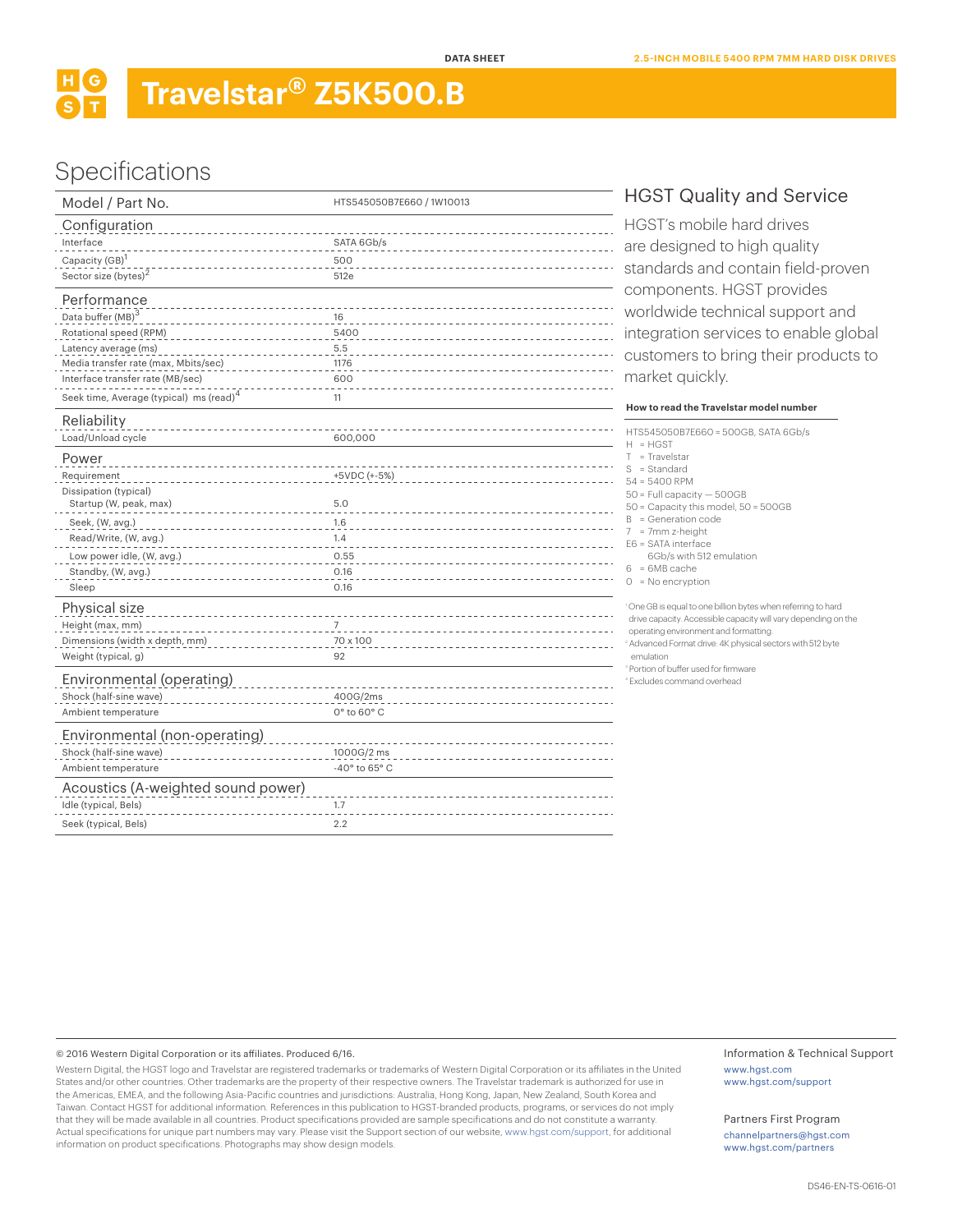DATA SHEET

2.5-INCH MOBILE 5400 RPM 7MM HARD DISK DRIVES

# Travelstar® Z5K500.B

## Specifications

| Model / Part No. | HTS545050B7E660 / 1W10013 |
|---|---|
| **Configuration** | |
| Interface | SATA 6Gb/s |
| Capacity (GB)[1] | 500 |
| Sector size (bytes)[2] | 512e |
| **Performance** | |
| Data buffer (MB)[3] | 16 |
| Rotational speed (RPM) | 5400 |
| Latency average (ms) | 5.5 |
| Media transfer rate (max, Mbits/sec) | 1176 |
| Interface transfer rate (MB/sec) | 600 |
| Seek time, Average (typical) ms (read)[4] | 11 |
| **Reliability** | |
| Load/Unload cycle | 600,000 |
| **Power** | |
| Requirement | +5VDC (+-5%) |
| Dissipation (typical) | |
| Startup (W, peak, max) | 5.0 |
| Seek, (W, avg.) | 1.6 |
| Read/Write, (W, avg.) | 1.4 |
| Low power idle, (W, avg.) | 0.55 |
| Standby, (W, avg.) | 0.16 |
| Sleep | 0.16 |
| **Physical size** | |
| Height (max, mm) | 7 |
| Dimensions (width x depth, mm) | 70 x 100 |
| Weight (typical, g) | 92 |
| **Environmental (operating)** | |
| Shock (half-sine wave) | 400G/2ms |
| Ambient temperature | 0° to 60° C |
| **Environmental (non-operating)** | |
| Shock (half-sine wave) | 1000G/2 ms |
| Ambient temperature | -40° to 65° C |
| **Acoustics (A-weighted sound power)** | |
| Idle (typical, Bels) | 1.7 |
| Seek (typical, Bels) | 2.2 |

## HGST Quality and Service

HGST's mobile hard drives are designed to high quality standards and contain field-proven components. HGST provides worldwide technical support and integration services to enable global customers to bring their products to market quickly.

**How to read the Travelstar model number**

HTS545050B7E660 = 500GB, SATA 6Gb/s
H = HGST
T = Travelstar
S = Standard
54 = 5400 RPM
50 = Full capacity — 500GB
50 = Capacity this model, 50 = 500GB
B = Generation code
7 = 7mm z-height
E6 = SATA interface 6Gb/s with 512 emulation
6 = 6MB cache
0 = No encryption

[1] One GB is equal to one billion bytes when referring to hard drive capacity. Accessible capacity will vary depending on the operating environment and formatting.
[2] Advanced Format drive: 4K physical sectors with 512 byte emulation
[3] Portion of buffer used for firmware
[4] Excludes command overhead

© 2016 Western Digital Corporation or its affiliates. Produced 6/16.

Western Digital, the HGST logo and Travelstar are registered trademarks or trademarks of Western Digital Corporation or its affiliates in the United States and/or other countries. Other trademarks are the property of their respective owners. The Travelstar trademark is authorized for use in the Americas, EMEA, and the following Asia-Pacific countries and jurisdictions: Australia, Hong Kong, Japan, New Zealand, South Korea and Taiwan. Contact HGST for additional information. References in this publication to HGST-branded products, programs, or services do not imply that they will be made available in all countries. Product specifications provided are sample specifications and do not constitute a warranty. Actual specifications for unique part numbers may vary. Please visit the Support section of our website, www.hgst.com/support, for additional information on product specifications. Photographs may show design models.

Information & Technical Support
www.hgst.com
www.hgst.com/support

Partners First Program
channelpartners@hgst.com
www.hgst.com/partners

DS46-EN-TS-0616-01